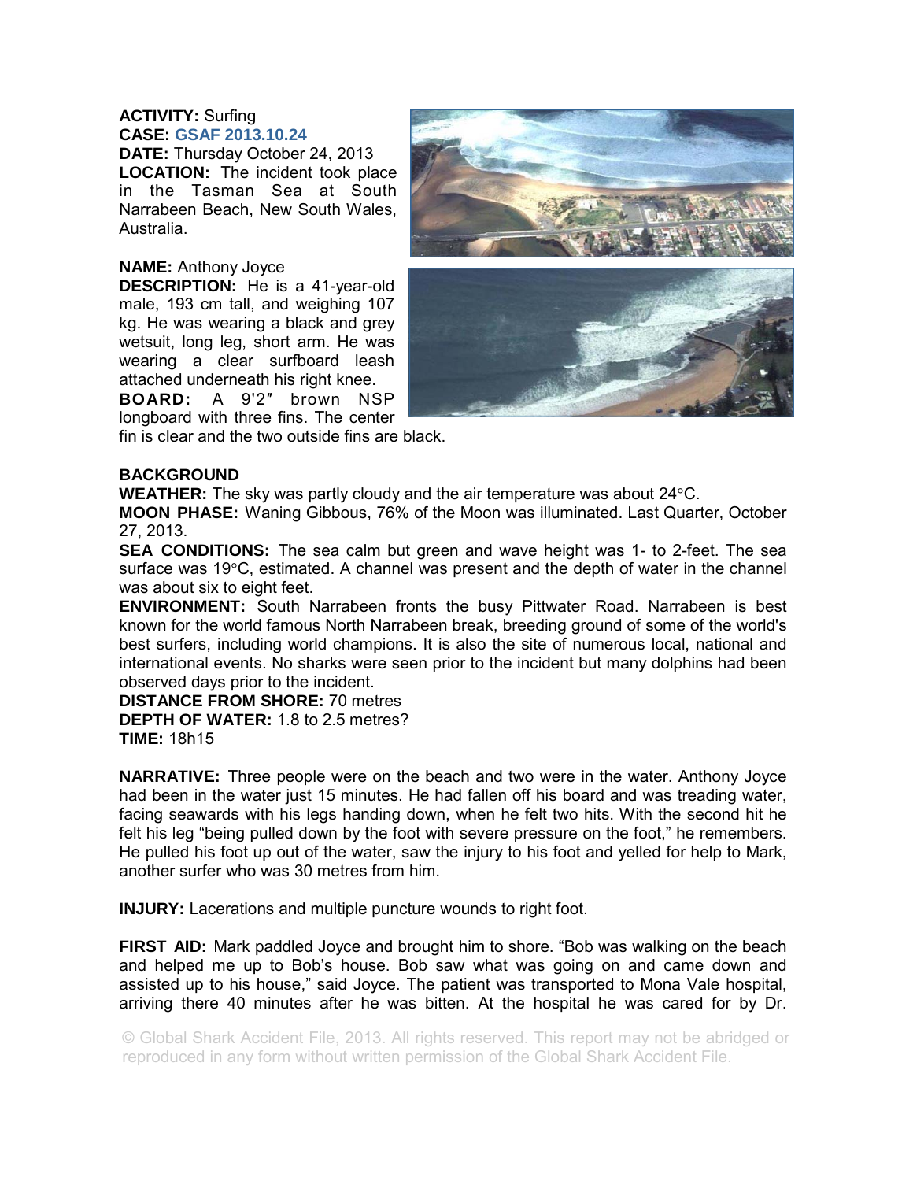**ACTIVITY:** Surfing
**CASE:** **GSAF 2013.10.24**
**DATE:** Thursday October 24, 2013
**LOCATION:** The incident took place in the Tasman Sea at South Narrabeen Beach, New South Wales, Australia.

**NAME:** Anthony Joyce
**DESCRIPTION:** He is a 41-year-old male, 193 cm tall, and weighing 107 kg. He was wearing a black and grey wetsuit, long leg, short arm. He was wearing a clear surfboard leash attached underneath his right knee.
**BOARD:** A 9'2″ brown NSP longboard with three fins. The center fin is clear and the two outside fins are black.

**BACKGROUND**
**WEATHER:** The sky was partly cloudy and the air temperature was about 24°C.
**MOON PHASE:** Waning Gibbous, 76% of the Moon was illuminated. Last Quarter, October 27, 2013.
**SEA CONDITIONS:** The sea calm but green and wave height was 1- to 2-feet. The sea surface was 19°C, estimated. A channel was present and the depth of water in the channel was about six to eight feet.
**ENVIRONMENT:** South Narrabeen fronts the busy Pittwater Road. Narrabeen is best known for the world famous North Narrabeen break, breeding ground of some of the world's best surfers, including world champions. It is also the site of numerous local, national and international events. No sharks were seen prior to the incident but many dolphins had been observed days prior to the incident.
**DISTANCE FROM SHORE:** 70 metres
**DEPTH OF WATER:** 1.8 to 2.5 metres?
**TIME:** 18h15

**NARRATIVE:** Three people were on the beach and two were in the water. Anthony Joyce had been in the water just 15 minutes. He had fallen off his board and was treading water, facing seawards with his legs handing down, when he felt two hits. With the second hit he felt his leg "being pulled down by the foot with severe pressure on the foot," he remembers. He pulled his foot up out of the water, saw the injury to his foot and yelled for help to Mark, another surfer who was 30 metres from him.

**INJURY:** Lacerations and multiple puncture wounds to right foot.

**FIRST AID:** Mark paddled Joyce and brought him to shore. "Bob was walking on the beach and helped me up to Bob's house. Bob saw what was going on and came down and assisted up to his house," said Joyce. The patient was transported to Mona Vale hospital, arriving there 40 minutes after he was bitten. At the hospital he was cared for by Dr.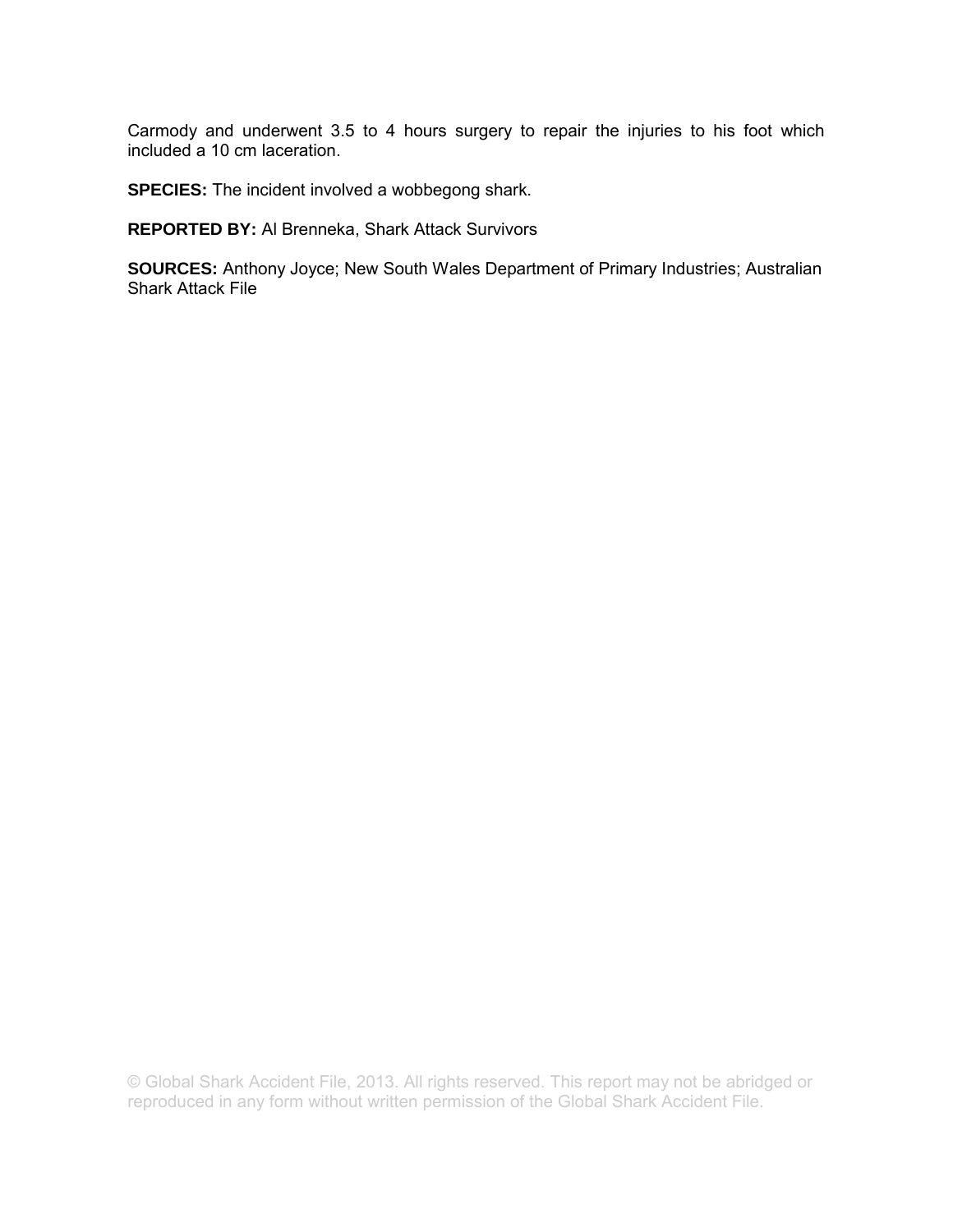Carmody and underwent 3.5 to 4 hours surgery to repair the injuries to his foot which included a 10 cm laceration.

**SPECIES:** The incident involved a wobbegong shark.

**REPORTED BY:** Al Brenneka, Shark Attack Survivors

**SOURCES:** Anthony Joyce; New South Wales Department of Primary Industries; Australian Shark Attack File